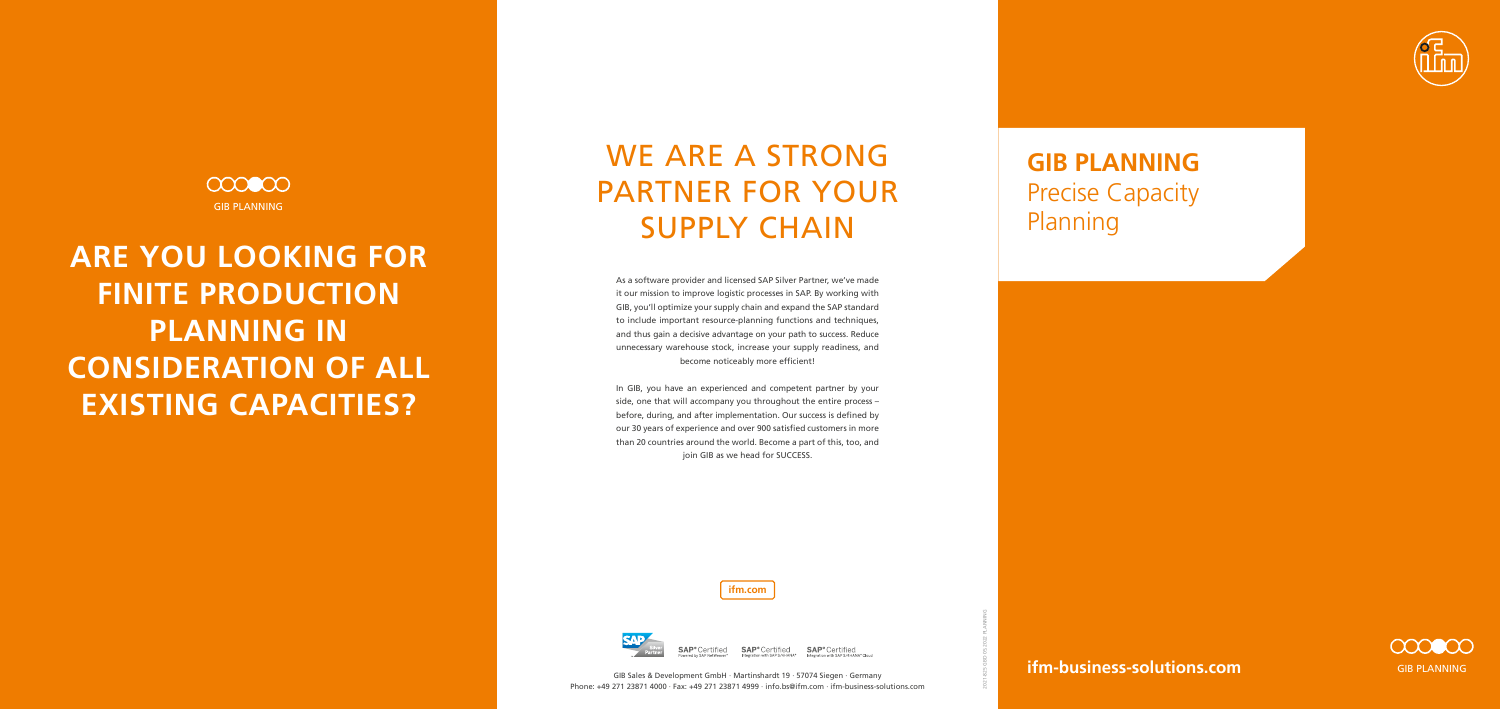GIB PLANNING

# ARE YOU LOOKING FOR FINITE PRODUCTION PLANNING IN CONSIDERATION OF ALL EXISTING CAPACITIES?

# WE ARE A STRONG PARTNER FOR YOUR SUPPLY CHAIN

As a software provider and licensed SAP Silver Partner, we've made it our mission to improve logistic processes in SAP. By working with GIB, you'll optimize your supply chain and expand the SAP standard to include important resource-planning functions and techniques, and thus gain a decisive advantage on your path to success. Reduce unnecessary warehouse stock, increase your supply readiness, and become noticeably more efficient!

In GIB, you have an experienced and competent partner by your side, one that will accompany you throughout the entire process – before, during, and after implementation. Our success is defined by our 30 years of experience and over 900 satisfied customers in more than 20 countries around the world. Become a part of this, too, and join GIB as we head for SUCCESS.

ifm.com

SAP Silver Partner · SAP® Certified Powered by SAP NetWeaver® · SAP® Certified Integration with SAP S/4HANA® · SAP® Certified Integration with SAP S/4HANA® Cloud

GIB Sales & Development GmbH · Martinshardt 19 · 57074 Siegen · Germany
Phone: +49 271 23871 4000 · Fax: +49 271 23871 4999 · info.bs@ifm.com · ifm-business-solutions.com

# GIB PLANNING

## Precise Capacity Planning

**ifm-business-solutions.com**

GIB PLANNING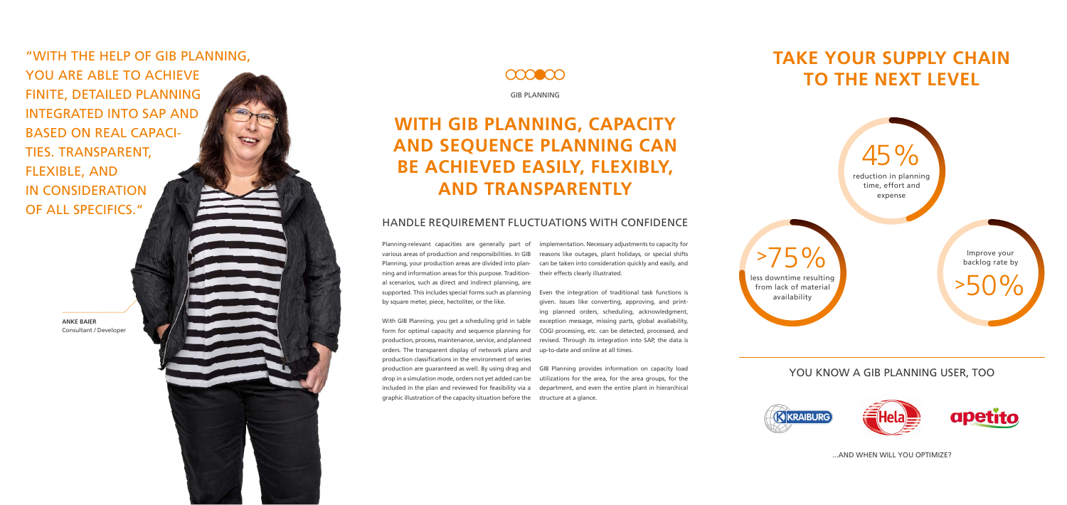"WITH THE HELP OF GIB PLANNING, YOU ARE ABLE TO ACHIEVE FINITE, DETAILED PLANNING INTEGRATED INTO SAP AND BASED ON REAL CAPACITIES. TRANSPARENT, FLEXIBLE, AND IN CONSIDERATION OF ALL SPECIFICS."

**ANKE BAIER**
Consultant / Developer

GIB PLANNING

# WITH GIB PLANNING, CAPACITY AND SEQUENCE PLANNING CAN BE ACHIEVED EASILY, FLEXIBLY, AND TRANSPARENTLY

## HANDLE REQUIREMENT FLUCTUATIONS WITH CONFIDENCE

Planning-relevant capacities are generally part of various areas of production and responsibilities. In GIB Planning, your production areas are divided into planning and information areas for this purpose. Traditional scenarios, such as direct and indirect planning, are supported. This includes special forms such as planning by square meter, piece, hectoliter, or the like.

With GIB Planning, you get a scheduling grid in table form for optimal capacity and sequence planning for production, process, maintenance, service, and planned orders. The transparent display of network plans and production classifications in the environment of series production are guaranteed as well. By using drag and drop in a simulation mode, orders not yet added can be included in the plan and reviewed for feasibility via a graphic illustration of the capacity situation before the implementation. Necessary adjustments to capacity for reasons like outages, plant holidays, or special shifts can be taken into consideration quickly and easily, and their effects clearly illustrated.

Even the integration of traditional task functions is given. Issues like converting, approving, and printing planned orders, scheduling, acknowledgment, exception message, missing parts, global availability, COGI processing, etc. can be detected, processed, and revised. Through its integration into SAP, the data is up-to-date and online at all times.

GIB Planning provides information on capacity load utilizations for the area, for the area groups, for the department, and even the entire plant in hierarchical structure at a glance.

# TAKE YOUR SUPPLY CHAIN TO THE NEXT LEVEL

45 %
reduction in planning time, effort and expense

>75 %
less downtime resulting from lack of material availability

Improve your backlog rate by
>50 %

## YOU KNOW A GIB PLANNING USER, TOO

KRAIBURG
Hela
apetito

...AND WHEN WILL YOU OPTIMIZE?